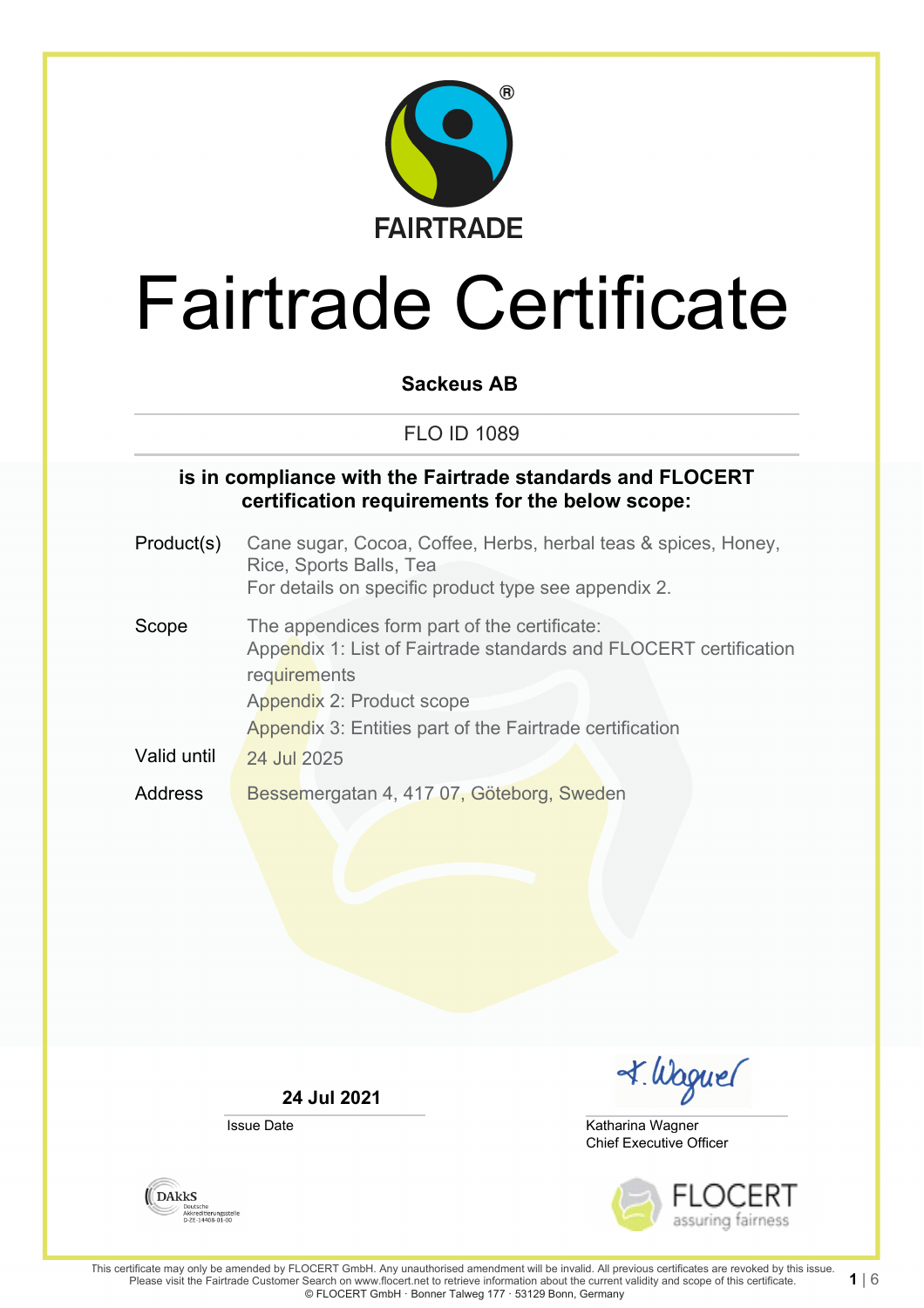FAIRTRADE

# Fairtrade Certificate

**Sackeus AB**

FLO ID 1089

**is in compliance with the Fairtrade standards and FLOCERT certification requirements for the below scope:**

Product(s): Cane sugar, Cocoa, Coffee, Herbs, herbal teas & spices, Honey, Rice, Sports Balls, Tea
For details on specific product type see appendix 2.

Scope: The appendices form part of the certificate:
Appendix 1: List of Fairtrade standards and FLOCERT certification requirements
Appendix 2: Product scope
Appendix 3: Entities part of the Fairtrade certification

Valid until: 24 Jul 2025

Address: Bessemergatan 4, 417 07, Göteborg, Sweden

**24 Jul 2021**
Issue Date

Katharina Wagner
Chief Executive Officer

DAkkS Deutsche Akkreditierungsstelle D-ZE-14408-01-00

FLOCERT assuring fairness

This certificate may only be amended by FLOCERT GmbH. Any unauthorised amendment will be invalid. All previous certificates are revoked by this issue. Please visit the Fairtrade Customer Search on www.flocert.net to retrieve information about the current validity and scope of this certificate.
© FLOCERT GmbH · Bonner Talweg 177 · 53129 Bonn, Germany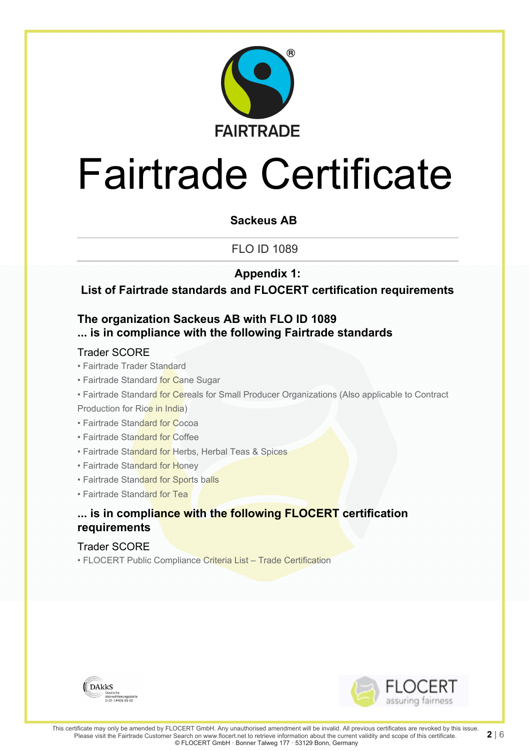FAIRTRADE

# Fairtrade Certificate

**Sackeus AB**

FLO ID 1089

**Appendix 1:**

**List of Fairtrade standards and FLOCERT certification requirements**

## The organization Sackeus AB with FLO ID 1089 ... is in compliance with the following Fairtrade standards

### Trader SCORE

- Fairtrade Trader Standard
- Fairtrade Standard for Cane Sugar
- Fairtrade Standard for Cereals for Small Producer Organizations (Also applicable to Contract Production for Rice in India)
- Fairtrade Standard for Cocoa
- Fairtrade Standard for Coffee
- Fairtrade Standard for Herbs, Herbal Teas & Spices
- Fairtrade Standard for Honey
- Fairtrade Standard for Sports balls
- Fairtrade Standard for Tea

## ... is in compliance with the following FLOCERT certification requirements

### Trader SCORE

- FLOCERT Public Compliance Criteria List – Trade Certification

DAkkS Deutsche Akkreditierungsstelle D-ZE-14408-01-00

FLOCERT assuring fairness

This certificate may only be amended by FLOCERT GmbH. Any unauthorised amendment will be invalid. All previous certificates are revoked by this issue. Please visit the Fairtrade Customer Search on www.flocert.net to retrieve information about the current validity and scope of this certificate.
© FLOCERT GmbH · Bonner Talweg 177 · 53129 Bonn, Germany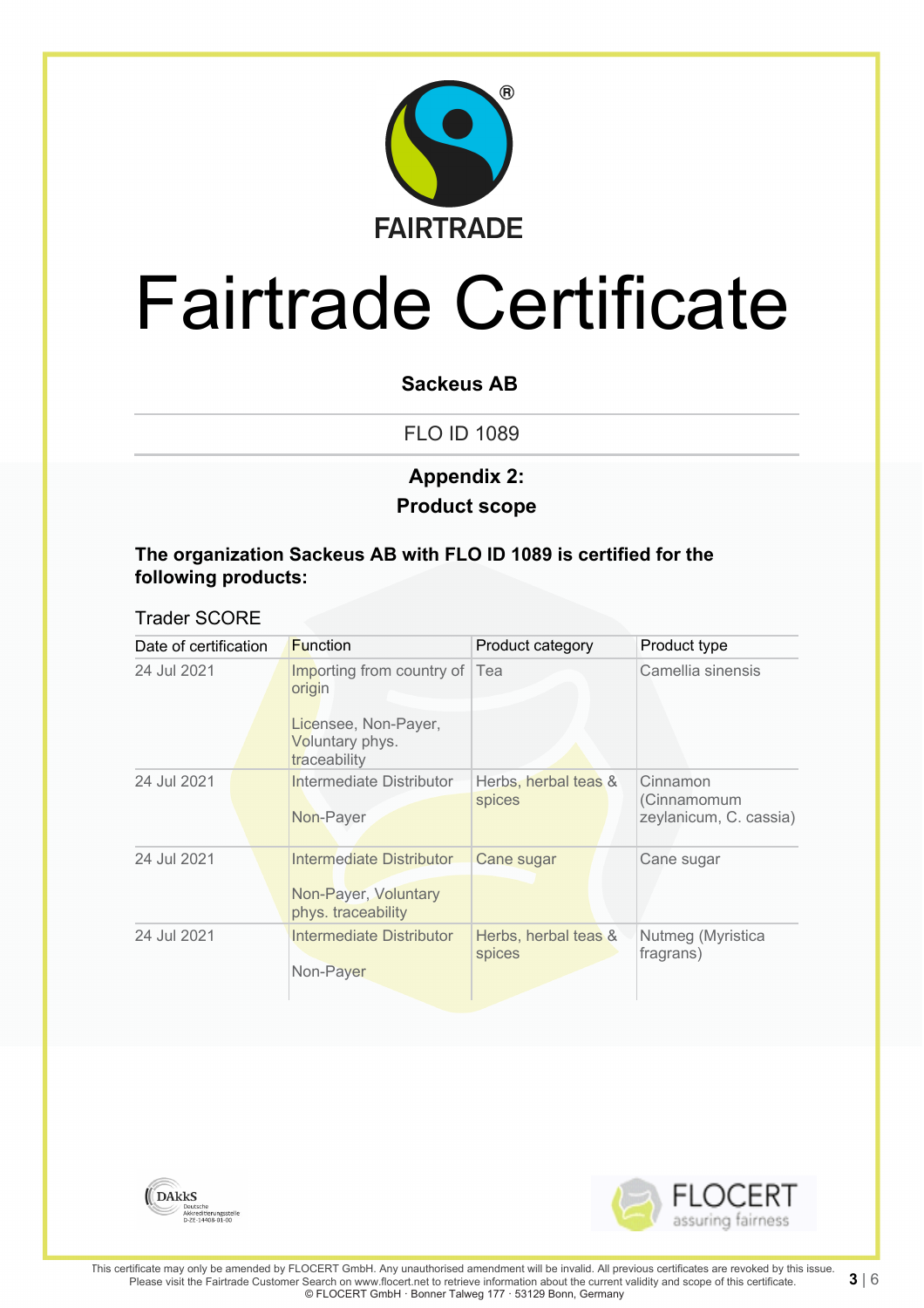FAIRTRADE

# Fairtrade Certificate

**Sackeus AB**

FLO ID 1089

## Appendix 2:
## Product scope

**The organization Sackeus AB with FLO ID 1089 is certified for the following products:**

Trader SCORE

| Date of certification | Function | Product category | Product type |
|---|---|---|---|
| 24 Jul 2021 | Importing from country of origin<br><br>Licensee, Non-Payer, Voluntary phys. traceability | Tea | Camellia sinensis |
| 24 Jul 2021 | Intermediate Distributor<br><br>Non-Payer | Herbs, herbal teas & spices | Cinnamon (Cinnamomum zeylanicum, C. cassia) |
| 24 Jul 2021 | Intermediate Distributor<br><br>Non-Payer, Voluntary phys. traceability | Cane sugar | Cane sugar |
| 24 Jul 2021 | Intermediate Distributor<br><br>Non-Payer | Herbs, herbal teas & spices | Nutmeg (Myristica fragrans) |

DAkkS Deutsche Akkreditierungsstelle D-ZE-14408-01-00

FLOCERT assuring fairness

This certificate may only be amended by FLOCERT GmbH. Any unauthorised amendment will be invalid. All previous certificates are revoked by this issue. Please visit the Fairtrade Customer Search on www.flocert.net to retrieve information about the current validity and scope of this certificate.
© FLOCERT GmbH · Bonner Talweg 177 · 53129 Bonn, Germany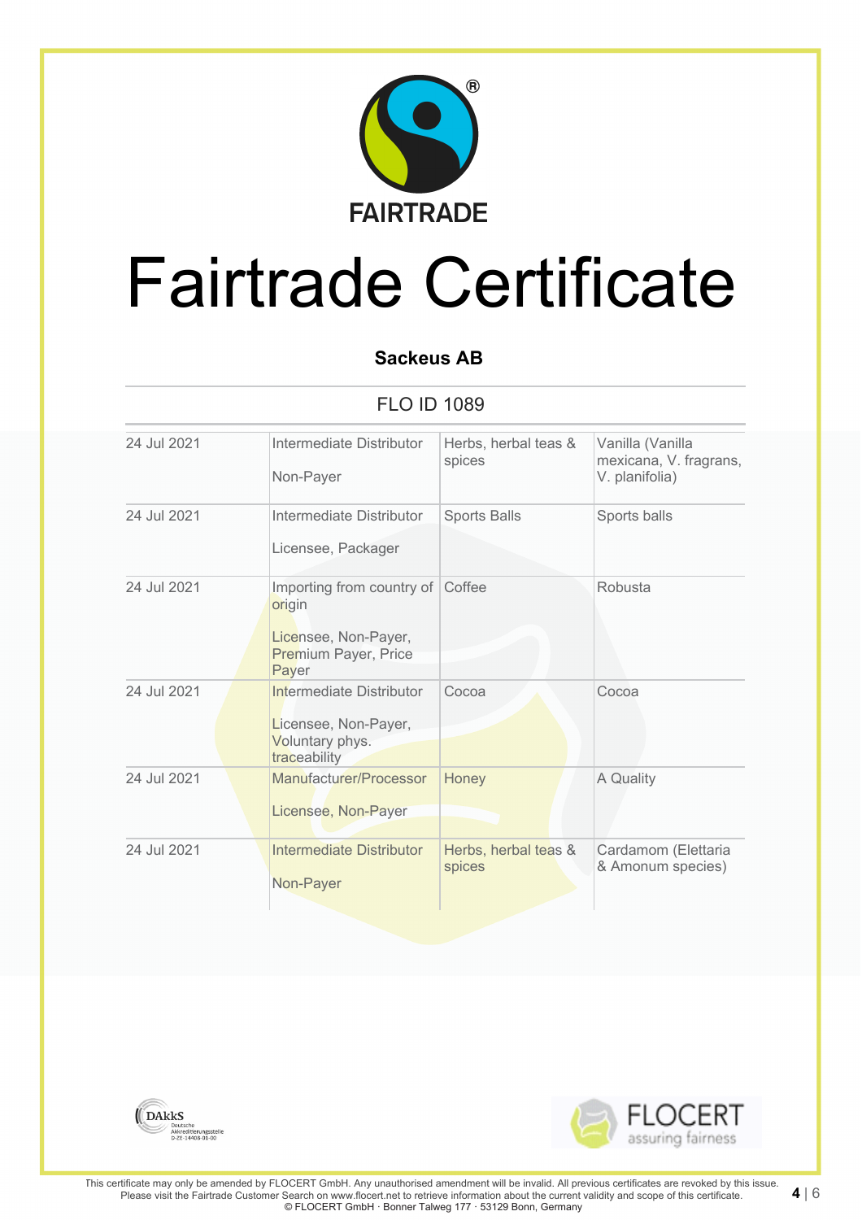FAIRTRADE

# Fairtrade Certificate

**Sackeus AB**

FLO ID 1089

| | | | |
|---|---|---|---|
| 24 Jul 2021 | Intermediate Distributor<br><br>Non-Payer | Herbs, herbal teas & spices | Vanilla (Vanilla mexicana, V. fragrans, V. planifolia) |
| 24 Jul 2021 | Intermediate Distributor<br><br>Licensee, Packager | Sports Balls | Sports balls |
| 24 Jul 2021 | Importing from country of origin<br><br>Licensee, Non-Payer, Premium Payer, Price Payer | Coffee | Robusta |
| 24 Jul 2021 | Intermediate Distributor<br><br>Licensee, Non-Payer, Voluntary phys. traceability | Cocoa | Cocoa |
| 24 Jul 2021 | Manufacturer/Processor<br><br>Licensee, Non-Payer | Honey | A Quality |
| 24 Jul 2021 | Intermediate Distributor<br><br>Non-Payer | Herbs, herbal teas & spices | Cardamom (Elettaria & Amonum species) |

DAkkS Deutsche Akkreditierungsstelle D-ZE-14408-01-00

FLOCERT assuring fairness

This certificate may only be amended by FLOCERT GmbH. Any unauthorised amendment will be invalid. All previous certificates are revoked by this issue. Please visit the Fairtrade Customer Search on www.flocert.net to retrieve information about the current validity and scope of this certificate.
© FLOCERT GmbH · Bonner Talweg 177 · 53129 Bonn, Germany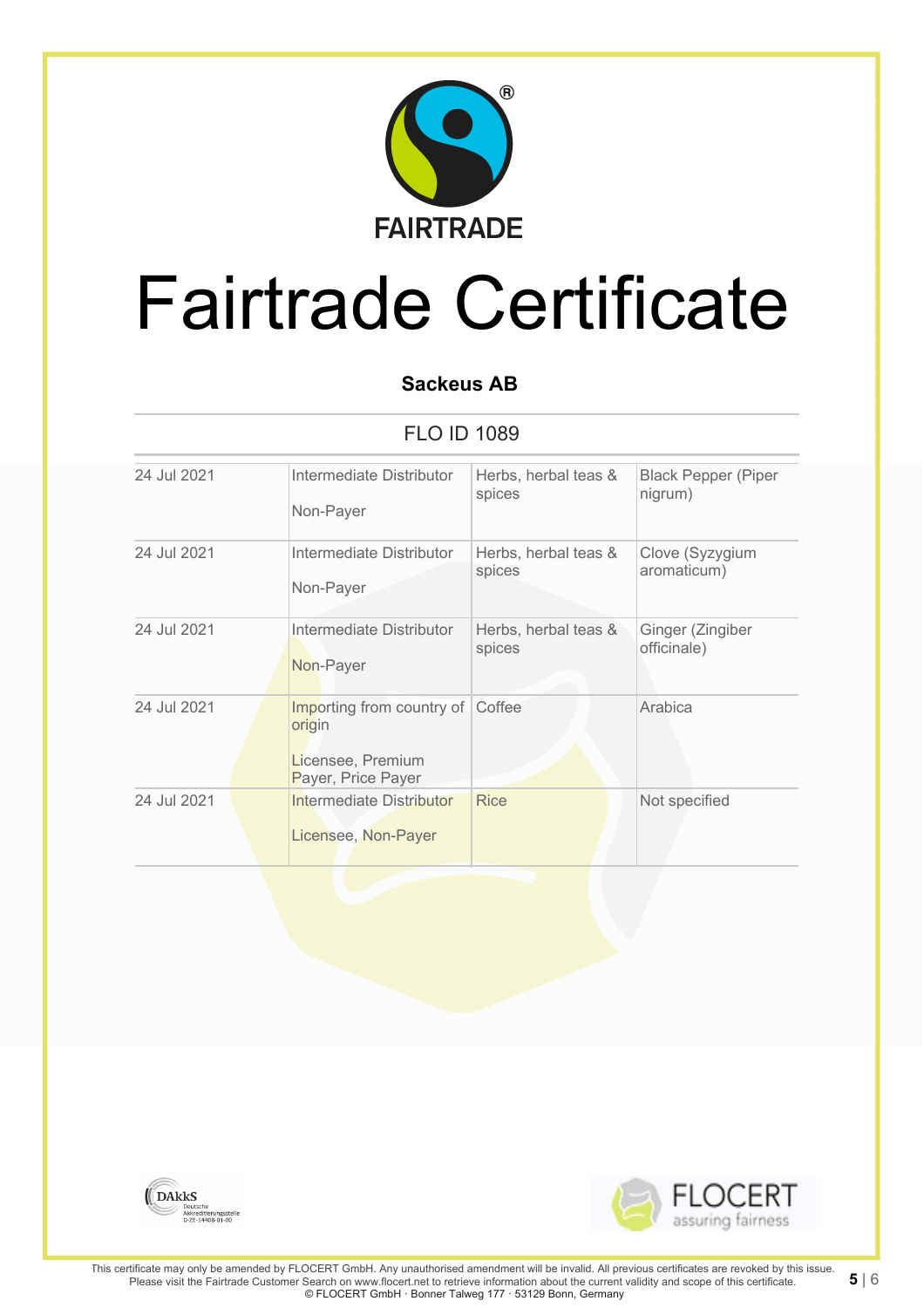FAIRTRADE

# Fairtrade Certificate

**Sackeus AB**

FLO ID 1089

| | | | |
|---|---|---|---|
| 24 Jul 2021 | Intermediate Distributor<br><br>Non-Payer | Herbs, herbal teas & spices | Black Pepper (Piper nigrum) |
| 24 Jul 2021 | Intermediate Distributor<br><br>Non-Payer | Herbs, herbal teas & spices | Clove (Syzygium aromaticum) |
| 24 Jul 2021 | Intermediate Distributor<br><br>Non-Payer | Herbs, herbal teas & spices | Ginger (Zingiber officinale) |
| 24 Jul 2021 | Importing from country of origin<br><br>Licensee, Premium Payer, Price Payer | Coffee | Arabica |
| 24 Jul 2021 | Intermediate Distributor<br><br>Licensee, Non-Payer | Rice | Not specified |

DAkkS Deutsche Akkreditierungsstelle D-ZE-14408-01-00

FLOCERT assuring fairness

This certificate may only be amended by FLOCERT GmbH. Any unauthorised amendment will be invalid. All previous certificates are revoked by this issue. Please visit the Fairtrade Customer Search on www.flocert.net to retrieve information about the current validity and scope of this certificate.
© FLOCERT GmbH · Bonner Talweg 177 · 53129 Bonn, Germany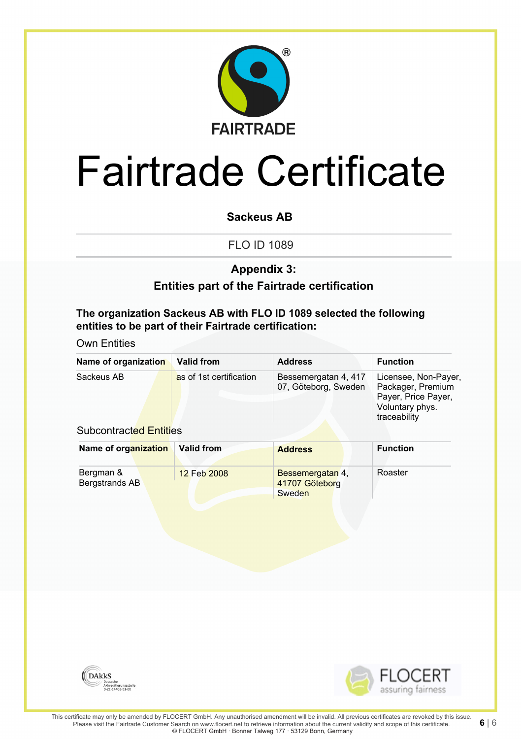FAIRTRADE

# Fairtrade Certificate

**Sackeus AB**

FLO ID 1089

**Appendix 3:**
**Entities part of the Fairtrade certification**

**The organization Sackeus AB with FLO ID 1089 selected the following entities to be part of their Fairtrade certification:**

Own Entities

| Name of organization | Valid from | Address | Function |
|---|---|---|---|
| Sackeus AB | as of 1st certification | Bessemergatan 4, 417 07, Göteborg, Sweden | Licensee, Non-Payer, Packager, Premium Payer, Price Payer, Voluntary phys. traceability |

Subcontracted Entities

| Name of organization | Valid from | Address | Function |
|---|---|---|---|
| Bergman & Bergstrands AB | 12 Feb 2008 | Bessemergatan 4, 41707 Göteborg Sweden | Roaster |

DAkkS Deutsche Akkreditierungsstelle D-ZE-14408-01-00

FLOCERT assuring fairness

This certificate may only be amended by FLOCERT GmbH. Any unauthorised amendment will be invalid. All previous certificates are revoked by this issue. Please visit the Fairtrade Customer Search on www.flocert.net to retrieve information about the current validity and scope of this certificate.
© FLOCERT GmbH · Bonner Talweg 177 · 53129 Bonn, Germany